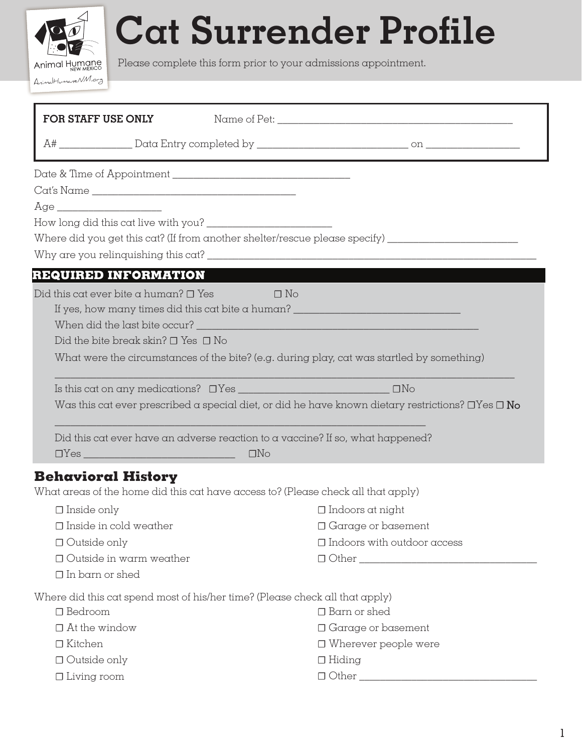# Cat Surrender Profile

Please complete this form prior to your admissions appointment.

**FOR STAFF USE ONLY** Name of Pet: ______________________________

A# ______________ Data Entry completed by ______________________________ on ___________________

Date & Time of Appointment ____________________________________

Cat's Name __________________________________________

Age ____________________

How long did this cat live with you? _________________________

Where did you get this cat? (If from another shelter/rescue please specify) __________________________

Why are you relinquishing this cat? ___________________________________________________________________

## REQUIRED INFORMATION

Did this cat ever bite a human? ☐ Yes ☐ No

If yes, how many times did this cat bite a human? __________________________________

When did the last bite occur? _________________________________________________________

Did the bite break skin? ☐ Yes ☐ No

What were the circumstances of the bite? (e.g. during play, cat was startled by something)

_____________________________________________________________________________________________

Is this cat on any medications? ☐ Yes ______________________________ ☐ No

Was this cat ever prescribed a special diet, or did he have known dietary restrictions? ☐ Yes ☐ No

___________________________________________________________________________

Did this cat ever have an adverse reaction to a vaccine? If so, what happened?

☐ Yes ______________________________ ☐ No

## Behavioral History

What areas of the home did this cat have access to? (Please check all that apply)

- ☐ Inside only
- ☐ Inside in cold weather
- ☐ Outside only
- ☐ Outside in warm weather
- ☐ In barn or shed
- ☐ Indoors at night
- ☐ Garage or basement
- ☐ Indoors with outdoor access
- ☐ Other ___________________________________

Where did this cat spend most of his/her time? (Please check all that apply)

- ☐ Bedroom
- ☐ At the window
- ☐ Kitchen
- ☐ Outside only
- ☐ Living room
- ☐ Barn or shed
- ☐ Garage or basement
- ☐ Wherever people were
- ☐ Hiding
- ☐ Other ___________________________________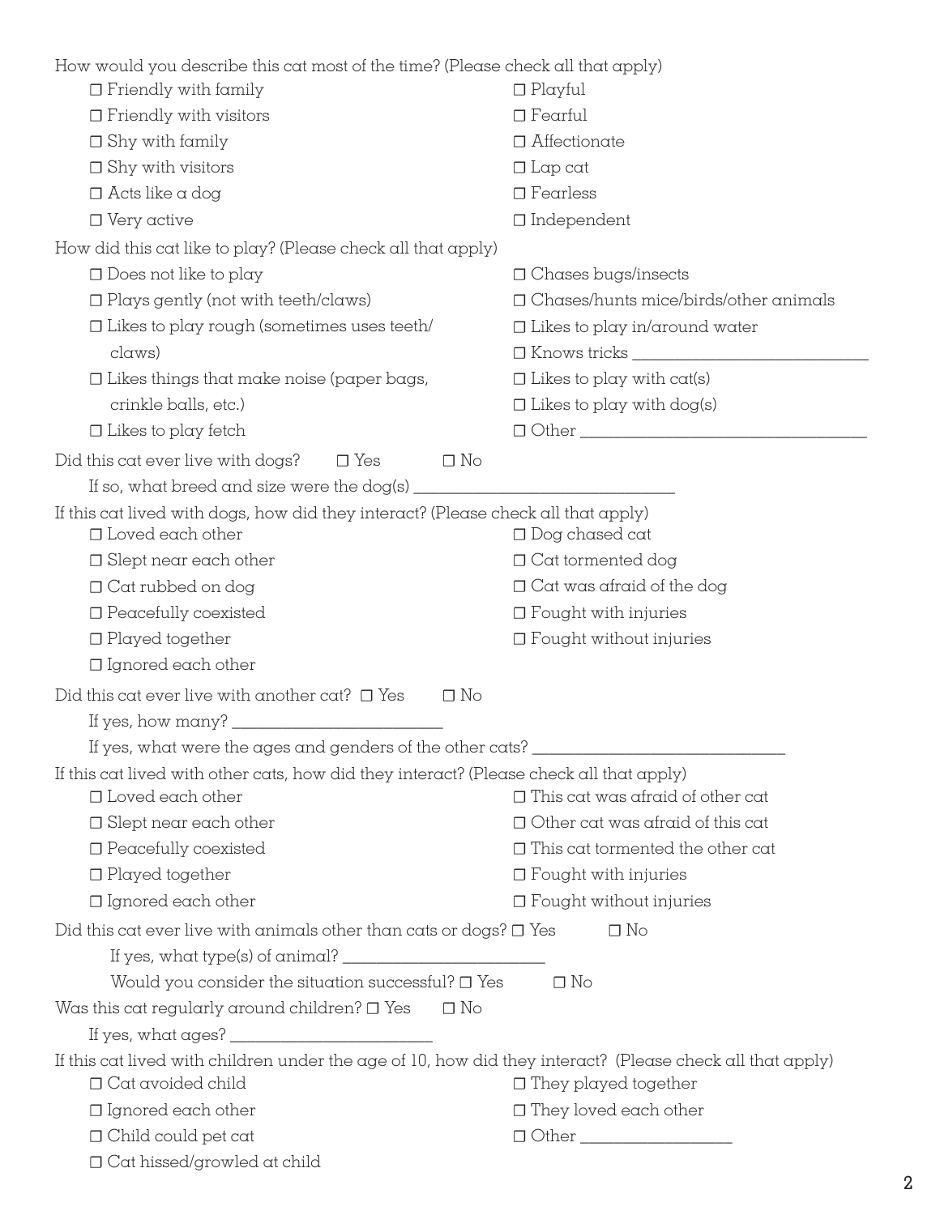How would you describe this cat most of the time? (Please check all that apply)

- ☐ Friendly with family
- ☐ Friendly with visitors
- ☐ Shy with family
- ☐ Shy with visitors
- ☐ Acts like a dog
- ☐ Very active
- ☐ Playful
- ☐ Fearful
- ☐ Affectionate
- ☐ Lap cat
- ☐ Fearless
- ☐ Independent

How did this cat like to play? (Please check all that apply)

- ☐ Does not like to play
- ☐ Plays gently (not with teeth/claws)
- ☐ Likes to play rough (sometimes uses teeth/claws)
- ☐ Likes things that make noise (paper bags, crinkle balls, etc.)
- ☐ Likes to play fetch
- ☐ Chases bugs/insects
- ☐ Chases/hunts mice/birds/other animals
- ☐ Likes to play in/around water
- ☐ Knows tricks ____________________________
- ☐ Likes to play with cat(s)
- ☐ Likes to play with dog(s)
- ☐ Other ____________________________

Did this cat ever live with dogs? ☐ Yes ☐ No

If so, what breed and size were the dog(s) ____________________________

If this cat lived with dogs, how did they interact? (Please check all that apply)

- ☐ Loved each other
- ☐ Slept near each other
- ☐ Cat rubbed on dog
- ☐ Peacefully coexisted
- ☐ Played together
- ☐ Ignored each other
- ☐ Dog chased cat
- ☐ Cat tormented dog
- ☐ Cat was afraid of the dog
- ☐ Fought with injuries
- ☐ Fought without injuries

Did this cat ever live with another cat? ☐ Yes ☐ No

If yes, how many? ____________________________

If yes, what were the ages and genders of the other cats? ____________________________

If this cat lived with other cats, how did they interact? (Please check all that apply)

- ☐ Loved each other
- ☐ Slept near each other
- ☐ Peacefully coexisted
- ☐ Played together
- ☐ Ignored each other
- ☐ This cat was afraid of other cat
- ☐ Other cat was afraid of this cat
- ☐ This cat tormented the other cat
- ☐ Fought with injuries
- ☐ Fought without injuries

Did this cat ever live with animals other than cats or dogs? ☐ Yes ☐ No

If yes, what type(s) of animal? ____________________________

Would you consider the situation successful? ☐ Yes ☐ No

Was this cat regularly around children? ☐ Yes ☐ No

If yes, what ages? ____________________________

If this cat lived with children under the age of 10, how did they interact? (Please check all that apply)

- ☐ Cat avoided child
- ☐ Ignored each other
- ☐ Child could pet cat
- ☐ Cat hissed/growled at child
- ☐ They played together
- ☐ They loved each other
- ☐ Other ____________________________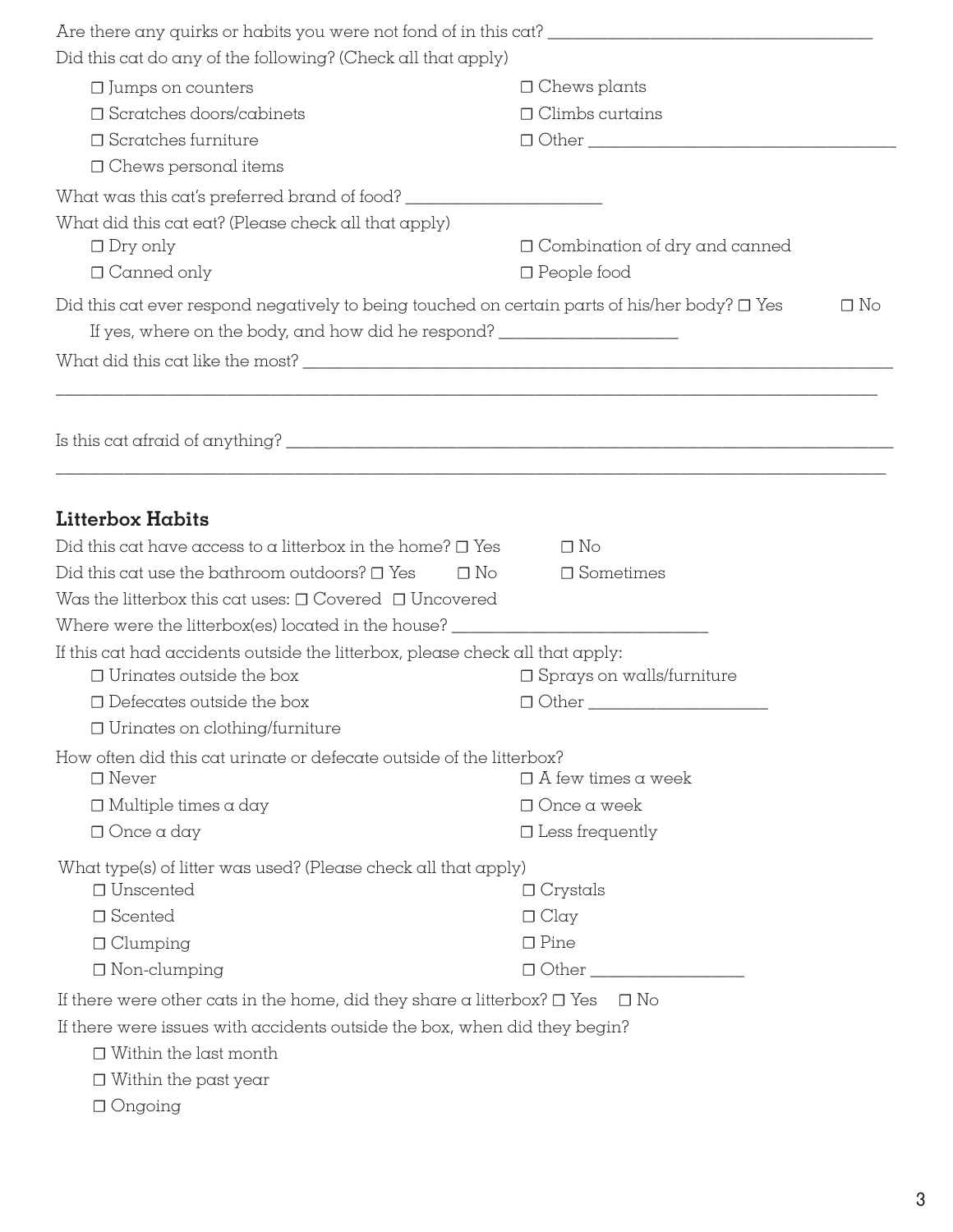Are there any quirks or habits you were not fond of in this cat? ___________________________

Did this cat do any of the following? (Check all that apply)

- ☐ Jumps on counters
- ☐ Scratches doors/cabinets
- ☐ Scratches furniture
- ☐ Chews personal items
- ☐ Chews plants
- ☐ Climbs curtains
- ☐ Other ___________________________

What was this cat's preferred brand of food? ___________________

What did this cat eat? (Please check all that apply)

- ☐ Dry only
- ☐ Canned only
- ☐ Combination of dry and canned
- ☐ People food

Did this cat ever respond negatively to being touched on certain parts of his/her body? ☐ Yes ☐ No

If yes, where on the body, and how did he respond? ___________________

What did this cat like the most? ___________________________________________________________

_____________________________________________________________________________________

Is this cat afraid of anything? _____________________________________________________________

_____________________________________________________________________________________

## Litterbox Habits

Did this cat have access to a litterbox in the home? ☐ Yes ☐ No

Did this cat use the bathroom outdoors? ☐ Yes ☐ No ☐ Sometimes

Was the litterbox this cat uses: ☐ Covered ☐ Uncovered

Where were the litterbox(es) located in the house? ___________________________

If this cat had accidents outside the litterbox, please check all that apply:

- ☐ Urinates outside the box
- ☐ Defecates outside the box
- ☐ Urinates on clothing/furniture
- ☐ Sprays on walls/furniture
- ☐ Other ___________________

How often did this cat urinate or defecate outside of the litterbox?

- ☐ Never
- ☐ Multiple times a day
- ☐ Once a day
- ☐ A few times a week
- ☐ Once a week
- ☐ Less frequently

What type(s) of litter was used? (Please check all that apply)

- ☐ Unscented
- ☐ Scented
- ☐ Clumping
- ☐ Non-clumping
- ☐ Crystals
- ☐ Clay
- ☐ Pine
- ☐ Other _______________

If there were other cats in the home, did they share a litterbox? ☐ Yes ☐ No

If there were issues with accidents outside the box, when did they begin?

- ☐ Within the last month
- ☐ Within the past year
- ☐ Ongoing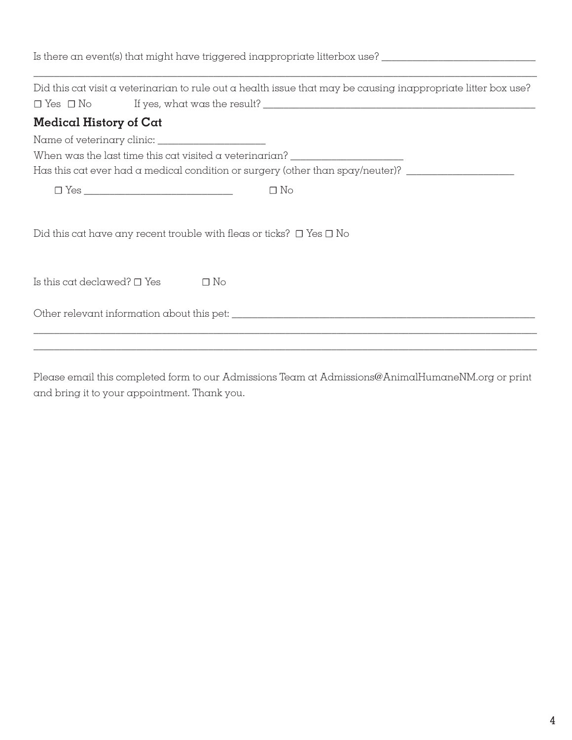Is there an event(s) that might have triggered inappropriate litterbox use? ______________________________

______________________________________________________________________________________________

Did this cat visit a veterinarian to rule out a health issue that may be causing inappropriate litter box use?

☐ Yes ☐ No If yes, what was the result? ______________________________________________________

## Medical History of Cat

Name of veterinary clinic: ____________________

When was the last time this cat visited a veterinarian? ______________________

Has this cat ever had a medical condition or surgery (other than spay/neuter)? ____________________

☐ Yes ____________________________ ☐ No

Did this cat have any recent trouble with fleas or ticks? ☐ Yes ☐ No

Is this cat declawed? ☐ Yes ☐ No

Other relevant information about this pet: ______________________________________________________

______________________________________________________________________________________________

______________________________________________________________________________________________

Please email this completed form to our Admissions Team at Admissions@AnimalHumaneNM.org or print and bring it to your appointment. Thank you.